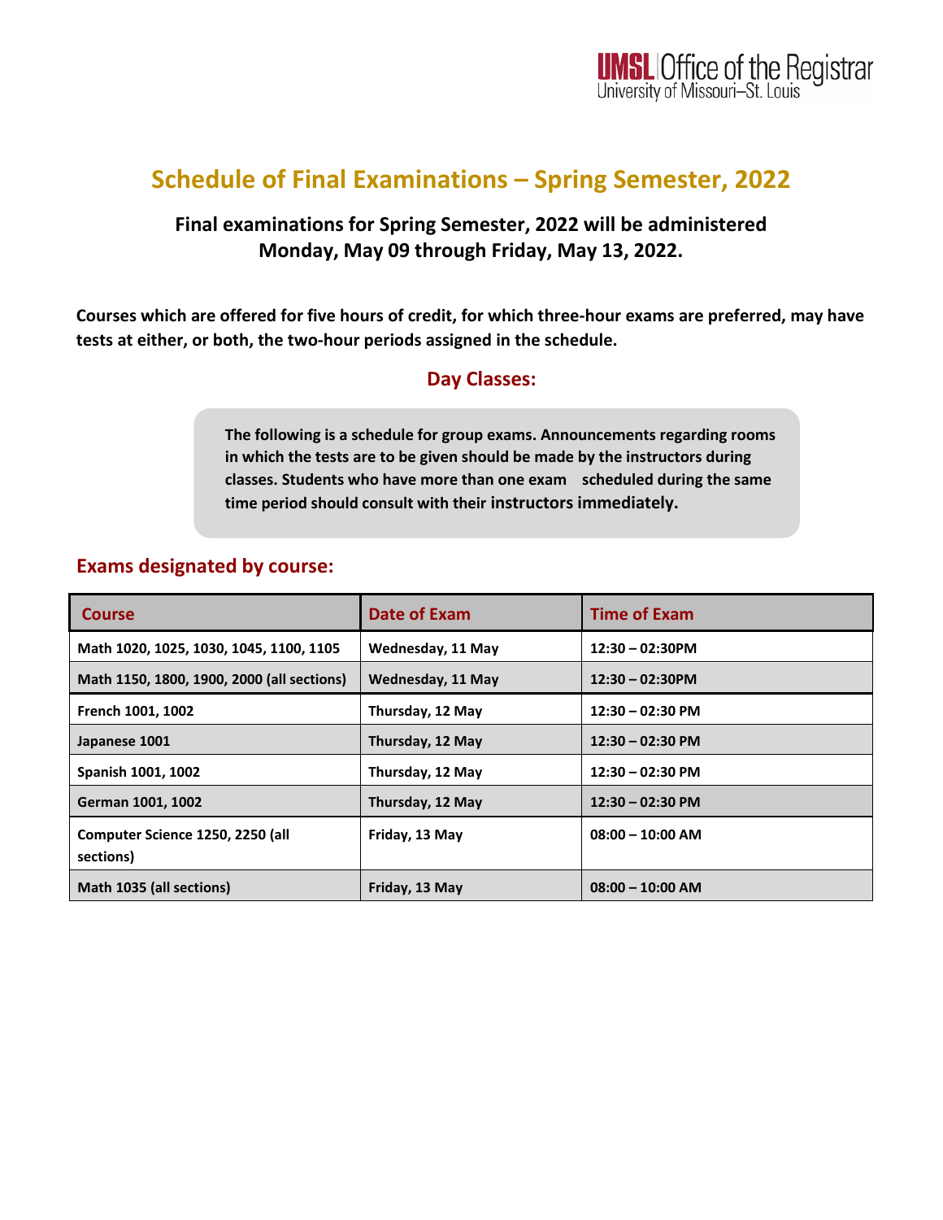UMSL Office of the Registrar
University of Missouri–St. Louis

# Schedule of Final Examinations – Spring Semester, 2022

**Final examinations for Spring Semester, 2022 will be administered Monday, May 09 through Friday, May 13, 2022.**

**Courses which are offered for five hours of credit, for which three-hour exams are preferred, may have tests at either, or both, the two-hour periods assigned in the schedule.**

## Day Classes:

**The following is a schedule for group exams. Announcements regarding rooms in which the tests are to be given should be made by the instructors during classes. Students who have more than one exam scheduled during the same time period should consult with their instructors immediately.**

## Exams designated by course:

| Course | Date of Exam | Time of Exam |
|---|---|---|
| Math 1020, 1025, 1030, 1045, 1100, 1105 | Wednesday, 11 May | 12:30 – 02:30PM |
| Math 1150, 1800, 1900, 2000 (all sections) | Wednesday, 11 May | 12:30 – 02:30PM |
| French 1001, 1002 | Thursday, 12 May | 12:30 – 02:30 PM |
| Japanese 1001 | Thursday, 12 May | 12:30 – 02:30 PM |
| Spanish 1001, 1002 | Thursday, 12 May | 12:30 – 02:30 PM |
| German 1001, 1002 | Thursday, 12 May | 12:30 – 02:30 PM |
| Computer Science 1250, 2250 (all sections) | Friday, 13 May | 08:00 – 10:00 AM |
| Math 1035 (all sections) | Friday, 13 May | 08:00 – 10:00 AM |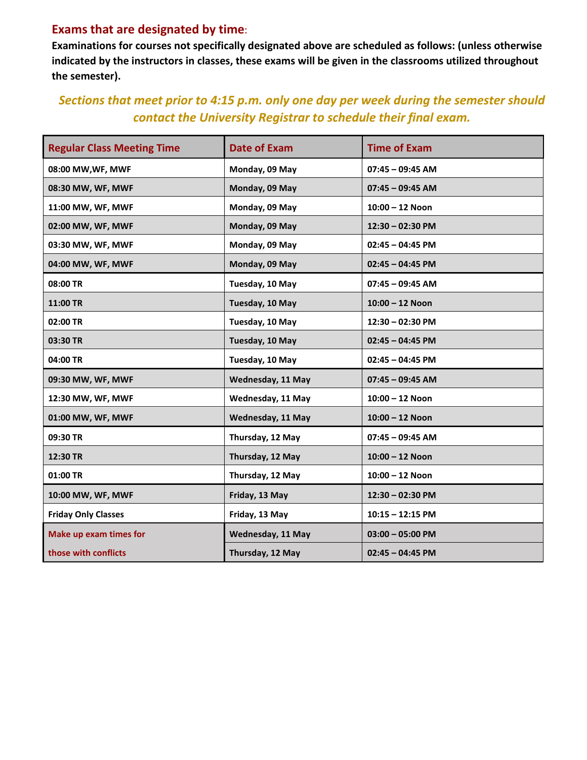## Exams that are designated by time:

**Examinations for courses not specifically designated above are scheduled as follows: (unless otherwise indicated by the instructors in classes, these exams will be given in the classrooms utilized throughout the semester).**

***Sections that meet prior to 4:15 p.m. only one day per week during the semester should contact the University Registrar to schedule their final exam.***

| Regular Class Meeting Time | Date of Exam | Time of Exam |
|---|---|---|
| 08:00 MW,WF, MWF | Monday, 09 May | 07:45 – 09:45 AM |
| 08:30 MW, WF, MWF | Monday, 09 May | 07:45 – 09:45 AM |
| 11:00 MW, WF, MWF | Monday, 09 May | 10:00 – 12 Noon |
| 02:00 MW, WF, MWF | Monday, 09 May | 12:30 – 02:30 PM |
| 03:30 MW, WF, MWF | Monday, 09 May | 02:45 – 04:45 PM |
| 04:00 MW, WF, MWF | Monday, 09 May | 02:45 – 04:45 PM |
| 08:00 TR | Tuesday, 10 May | 07:45 – 09:45 AM |
| 11:00 TR | Tuesday, 10 May | 10:00 – 12 Noon |
| 02:00 TR | Tuesday, 10 May | 12:30 – 02:30 PM |
| 03:30 TR | Tuesday, 10 May | 02:45 – 04:45 PM |
| 04:00 TR | Tuesday, 10 May | 02:45 – 04:45 PM |
| 09:30 MW, WF, MWF | Wednesday, 11 May | 07:45 – 09:45 AM |
| 12:30 MW, WF, MWF | Wednesday, 11 May | 10:00 – 12 Noon |
| 01:00 MW, WF, MWF | Wednesday, 11 May | 10:00 – 12 Noon |
| 09:30 TR | Thursday, 12 May | 07:45 – 09:45 AM |
| 12:30 TR | Thursday, 12 May | 10:00 – 12 Noon |
| 01:00 TR | Thursday, 12 May | 10:00 – 12 Noon |
| 10:00 MW, WF, MWF | Friday, 13 May | 12:30 – 02:30 PM |
| Friday Only Classes | Friday, 13 May | 10:15 – 12:15 PM |
| Make up exam times for those with conflicts | Wednesday, 11 May | 03:00 – 05:00 PM |
| | Thursday, 12 May | 02:45 – 04:45 PM |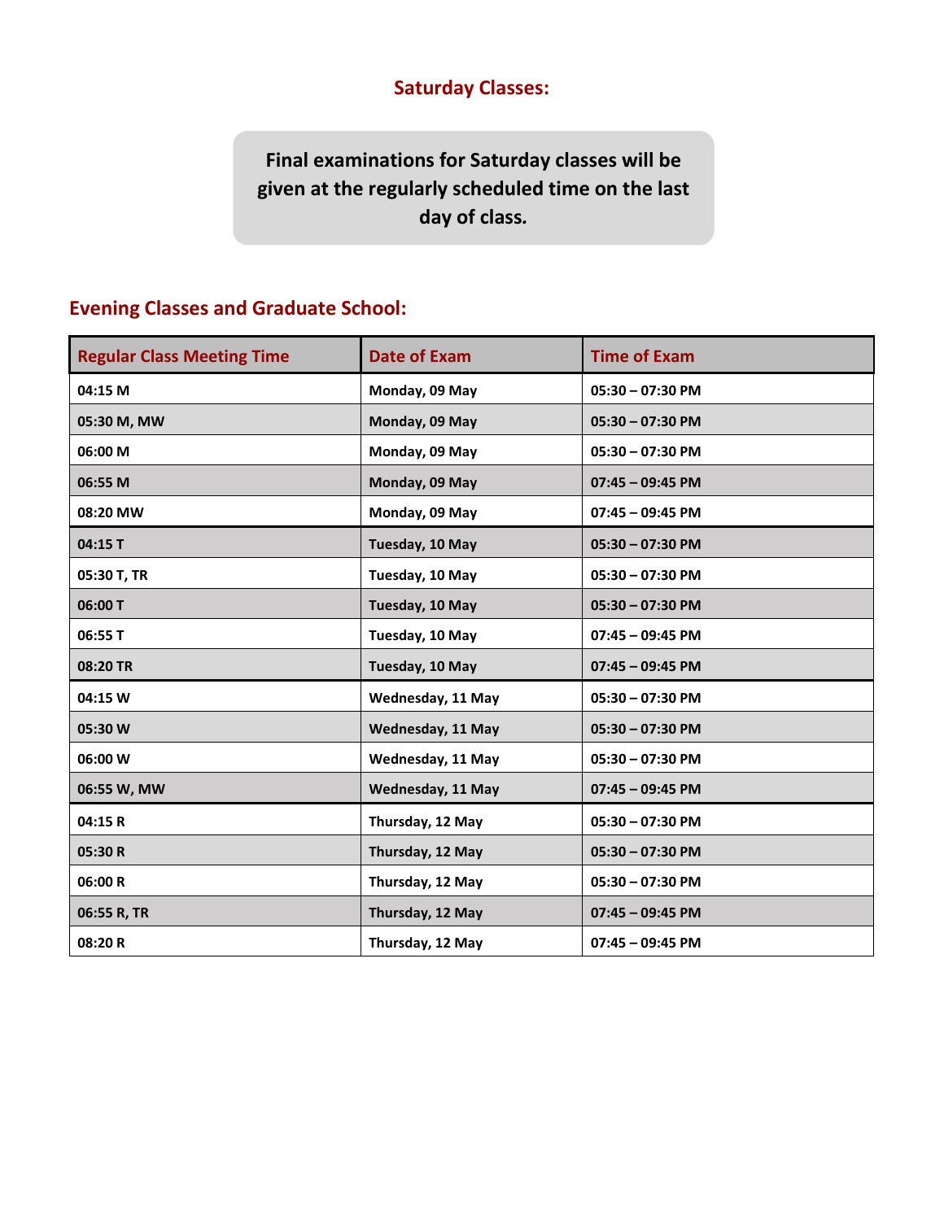## Saturday Classes:

**Final examinations for Saturday classes will be given at the regularly scheduled time on the last day of class.**

## Evening Classes and Graduate School:

| Regular Class Meeting Time | Date of Exam | Time of Exam |
|---|---|---|
| **04:15 M** | **Monday, 09 May** | **05:30 – 07:30 PM** |
| **05:30 M, MW** | **Monday, 09 May** | **05:30 – 07:30 PM** |
| **06:00 M** | **Monday, 09 May** | **05:30 – 07:30 PM** |
| **06:55 M** | **Monday, 09 May** | **07:45 – 09:45 PM** |
| **08:20 MW** | **Monday, 09 May** | **07:45 – 09:45 PM** |
| **04:15 T** | **Tuesday, 10 May** | **05:30 – 07:30 PM** |
| **05:30 T, TR** | **Tuesday, 10 May** | **05:30 – 07:30 PM** |
| **06:00 T** | **Tuesday, 10 May** | **05:30 – 07:30 PM** |
| **06:55 T** | **Tuesday, 10 May** | **07:45 – 09:45 PM** |
| **08:20 TR** | **Tuesday, 10 May** | **07:45 – 09:45 PM** |
| **04:15 W** | **Wednesday, 11 May** | **05:30 – 07:30 PM** |
| **05:30 W** | **Wednesday, 11 May** | **05:30 – 07:30 PM** |
| **06:00 W** | **Wednesday, 11 May** | **05:30 – 07:30 PM** |
| **06:55 W, MW** | **Wednesday, 11 May** | **07:45 – 09:45 PM** |
| **04:15 R** | **Thursday, 12 May** | **05:30 – 07:30 PM** |
| **05:30 R** | **Thursday, 12 May** | **05:30 – 07:30 PM** |
| **06:00 R** | **Thursday, 12 May** | **05:30 – 07:30 PM** |
| **06:55 R, TR** | **Thursday, 12 May** | **07:45 – 09:45 PM** |
| **08:20 R** | **Thursday, 12 May** | **07:45 – 09:45 PM** |